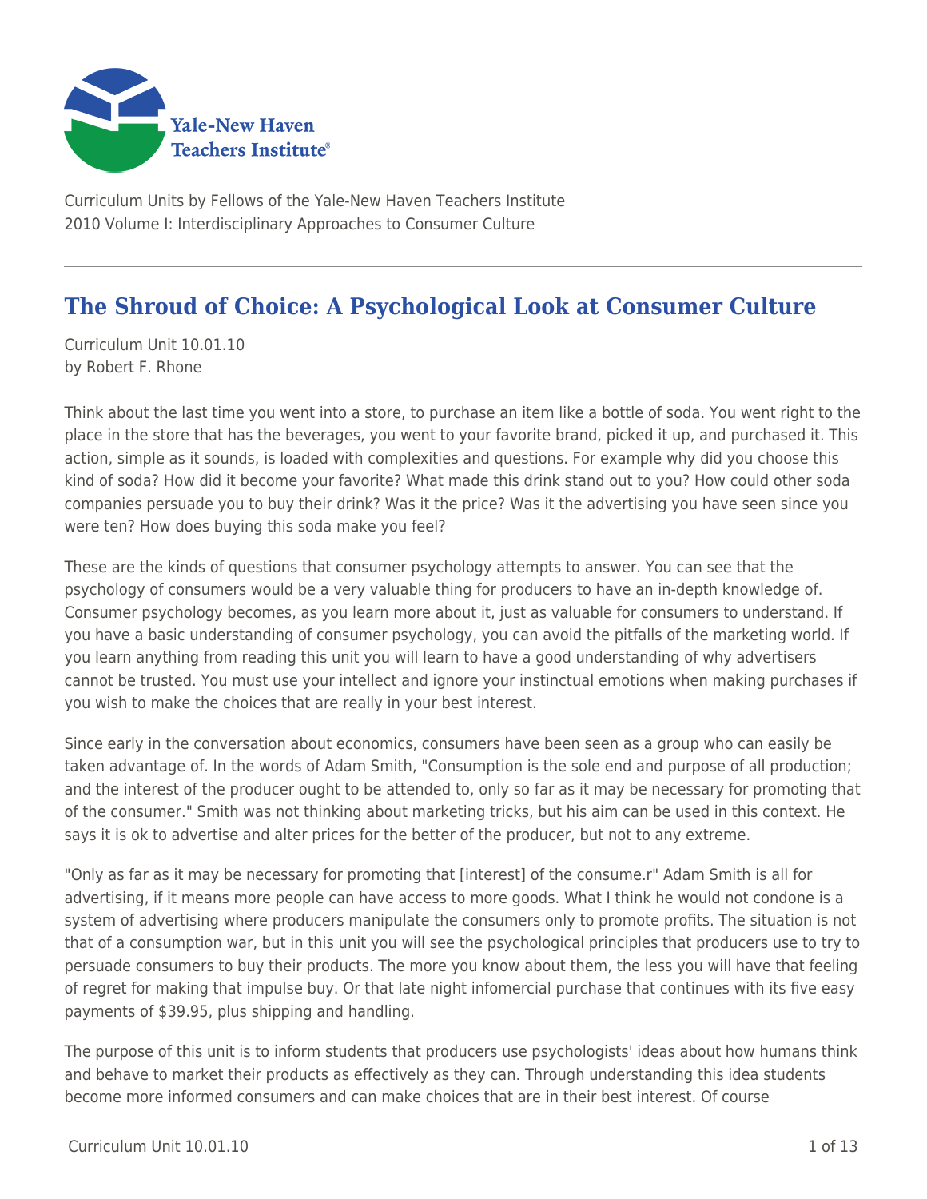Yale-New Haven Teachers Institute

Curriculum Units by Fellows of the Yale-New Haven Teachers Institute
2010 Volume I: Interdisciplinary Approaches to Consumer Culture

# The Shroud of Choice: A Psychological Look at Consumer Culture

Curriculum Unit 10.01.10
by Robert F. Rhone

Think about the last time you went into a store, to purchase an item like a bottle of soda. You went right to the place in the store that has the beverages, you went to your favorite brand, picked it up, and purchased it. This action, simple as it sounds, is loaded with complexities and questions. For example why did you choose this kind of soda? How did it become your favorite? What made this drink stand out to you? How could other soda companies persuade you to buy their drink? Was it the price? Was it the advertising you have seen since you were ten? How does buying this soda make you feel?

These are the kinds of questions that consumer psychology attempts to answer. You can see that the psychology of consumers would be a very valuable thing for producers to have an in-depth knowledge of. Consumer psychology becomes, as you learn more about it, just as valuable for consumers to understand. If you have a basic understanding of consumer psychology, you can avoid the pitfalls of the marketing world. If you learn anything from reading this unit you will learn to have a good understanding of why advertisers cannot be trusted. You must use your intellect and ignore your instinctual emotions when making purchases if you wish to make the choices that are really in your best interest.

Since early in the conversation about economics, consumers have been seen as a group who can easily be taken advantage of. In the words of Adam Smith, "Consumption is the sole end and purpose of all production; and the interest of the producer ought to be attended to, only so far as it may be necessary for promoting that of the consumer." Smith was not thinking about marketing tricks, but his aim can be used in this context. He says it is ok to advertise and alter prices for the better of the producer, but not to any extreme.

"Only as far as it may be necessary for promoting that [interest] of the consume.r" Adam Smith is all for advertising, if it means more people can have access to more goods. What I think he would not condone is a system of advertising where producers manipulate the consumers only to promote profits. The situation is not that of a consumption war, but in this unit you will see the psychological principles that producers use to try to persuade consumers to buy their products. The more you know about them, the less you will have that feeling of regret for making that impulse buy. Or that late night infomercial purchase that continues with its five easy payments of $39.95, plus shipping and handling.

The purpose of this unit is to inform students that producers use psychologists' ideas about how humans think and behave to market their products as effectively as they can. Through understanding this idea students become more informed consumers and can make choices that are in their best interest. Of course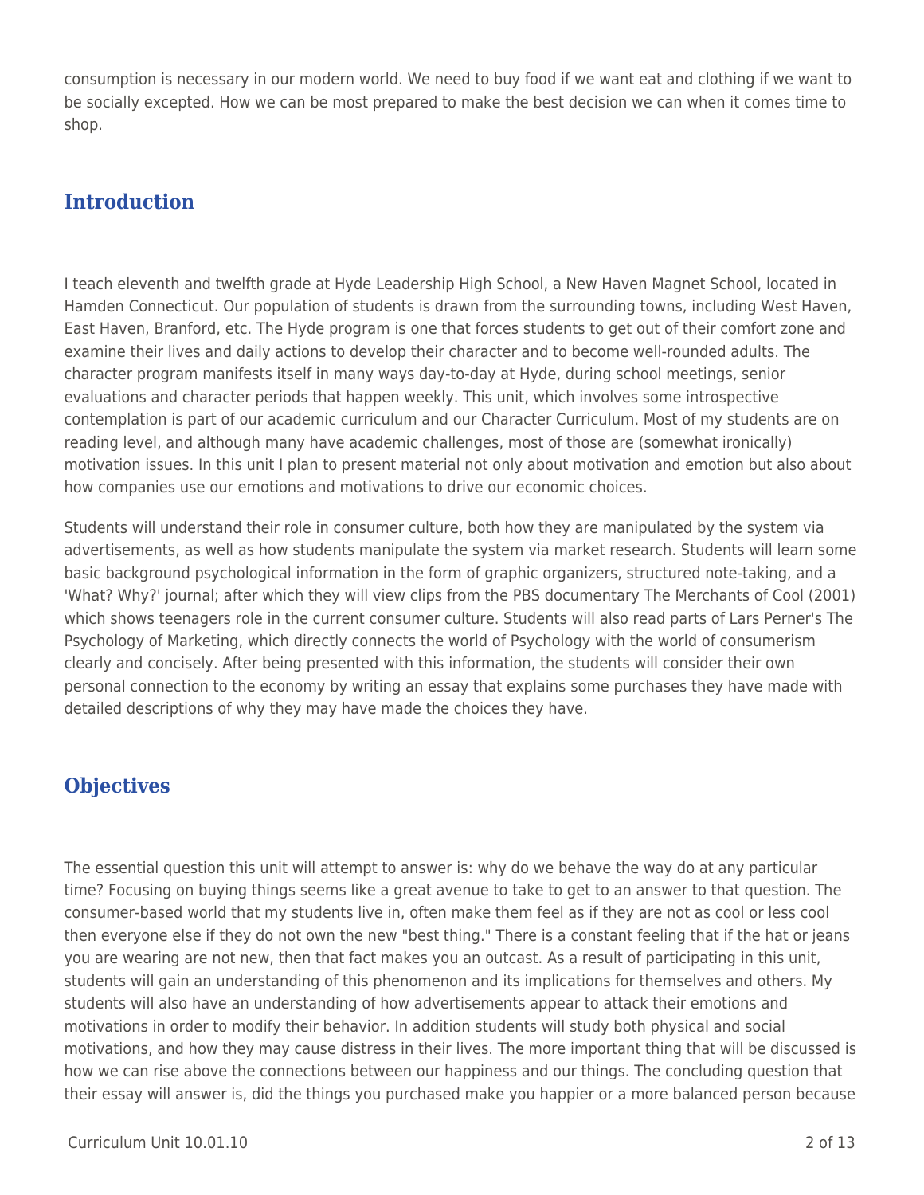consumption is necessary in our modern world. We need to buy food if we want eat and clothing if we want to be socially excepted. How we can be most prepared to make the best decision we can when it comes time to shop.

## Introduction

I teach eleventh and twelfth grade at Hyde Leadership High School, a New Haven Magnet School, located in Hamden Connecticut. Our population of students is drawn from the surrounding towns, including West Haven, East Haven, Branford, etc. The Hyde program is one that forces students to get out of their comfort zone and examine their lives and daily actions to develop their character and to become well-rounded adults. The character program manifests itself in many ways day-to-day at Hyde, during school meetings, senior evaluations and character periods that happen weekly. This unit, which involves some introspective contemplation is part of our academic curriculum and our Character Curriculum. Most of my students are on reading level, and although many have academic challenges, most of those are (somewhat ironically) motivation issues. In this unit I plan to present material not only about motivation and emotion but also about how companies use our emotions and motivations to drive our economic choices.

Students will understand their role in consumer culture, both how they are manipulated by the system via advertisements, as well as how students manipulate the system via market research. Students will learn some basic background psychological information in the form of graphic organizers, structured note-taking, and a 'What? Why?' journal; after which they will view clips from the PBS documentary The Merchants of Cool (2001) which shows teenagers role in the current consumer culture. Students will also read parts of Lars Perner's The Psychology of Marketing, which directly connects the world of Psychology with the world of consumerism clearly and concisely. After being presented with this information, the students will consider their own personal connection to the economy by writing an essay that explains some purchases they have made with detailed descriptions of why they may have made the choices they have.

## Objectives

The essential question this unit will attempt to answer is: why do we behave the way do at any particular time? Focusing on buying things seems like a great avenue to take to get to an answer to that question. The consumer-based world that my students live in, often make them feel as if they are not as cool or less cool then everyone else if they do not own the new "best thing." There is a constant feeling that if the hat or jeans you are wearing are not new, then that fact makes you an outcast. As a result of participating in this unit, students will gain an understanding of this phenomenon and its implications for themselves and others. My students will also have an understanding of how advertisements appear to attack their emotions and motivations in order to modify their behavior. In addition students will study both physical and social motivations, and how they may cause distress in their lives. The more important thing that will be discussed is how we can rise above the connections between our happiness and our things. The concluding question that their essay will answer is, did the things you purchased make you happier or a more balanced person because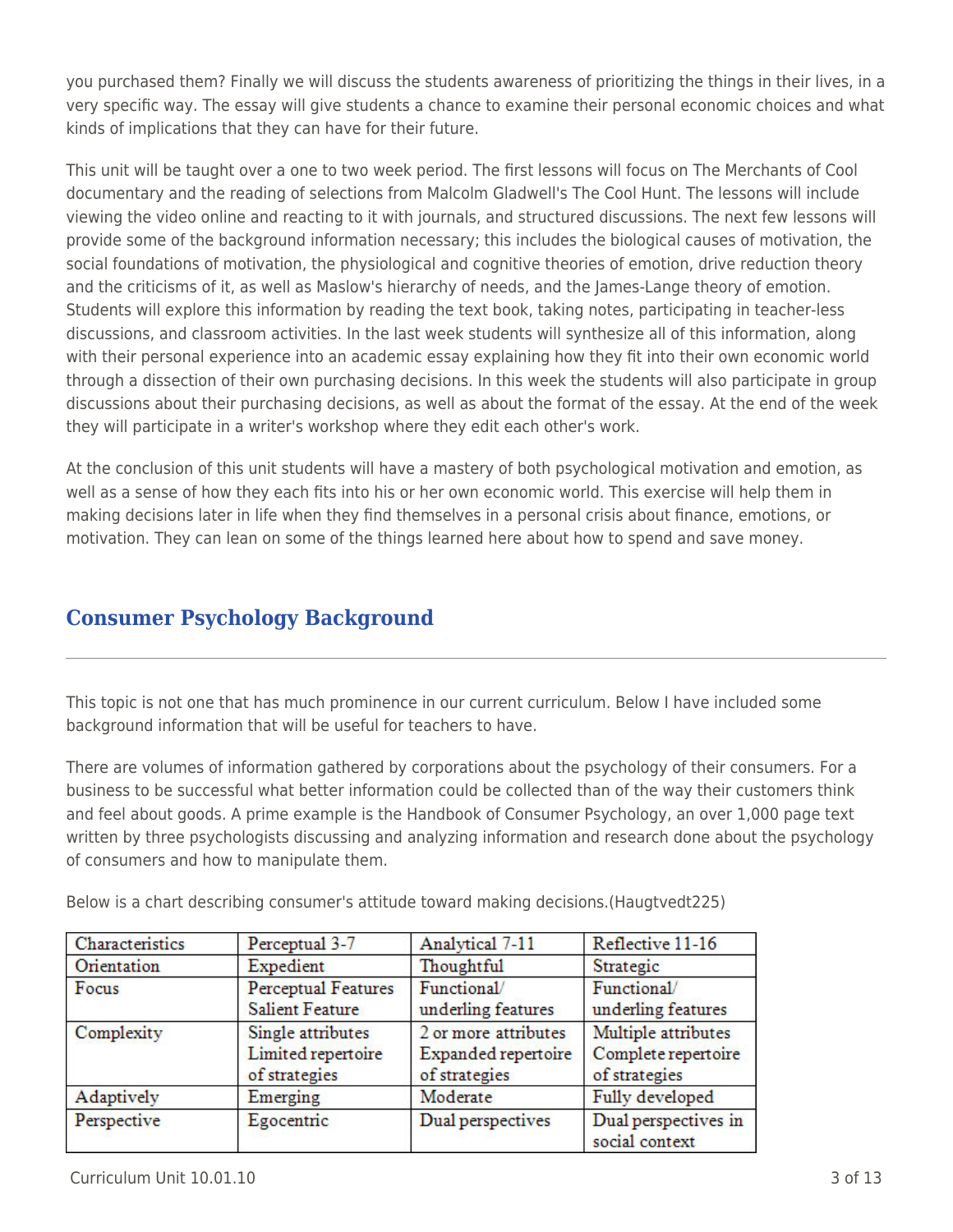you purchased them? Finally we will discuss the students awareness of prioritizing the things in their lives, in a very specific way. The essay will give students a chance to examine their personal economic choices and what kinds of implications that they can have for their future.

This unit will be taught over a one to two week period. The first lessons will focus on The Merchants of Cool documentary and the reading of selections from Malcolm Gladwell's The Cool Hunt. The lessons will include viewing the video online and reacting to it with journals, and structured discussions. The next few lessons will provide some of the background information necessary; this includes the biological causes of motivation, the social foundations of motivation, the physiological and cognitive theories of emotion, drive reduction theory and the criticisms of it, as well as Maslow's hierarchy of needs, and the James-Lange theory of emotion. Students will explore this information by reading the text book, taking notes, participating in teacher-less discussions, and classroom activities. In the last week students will synthesize all of this information, along with their personal experience into an academic essay explaining how they fit into their own economic world through a dissection of their own purchasing decisions. In this week the students will also participate in group discussions about their purchasing decisions, as well as about the format of the essay. At the end of the week they will participate in a writer's workshop where they edit each other's work.

At the conclusion of this unit students will have a mastery of both psychological motivation and emotion, as well as a sense of how they each fits into his or her own economic world. This exercise will help them in making decisions later in life when they find themselves in a personal crisis about finance, emotions, or motivation. They can lean on some of the things learned here about how to spend and save money.

## Consumer Psychology Background

This topic is not one that has much prominence in our current curriculum. Below I have included some background information that will be useful for teachers to have.

There are volumes of information gathered by corporations about the psychology of their consumers. For a business to be successful what better information could be collected than of the way their customers think and feel about goods. A prime example is the Handbook of Consumer Psychology, an over 1,000 page text written by three psychologists discussing and analyzing information and research done about the psychology of consumers and how to manipulate them.

Below is a chart describing consumer's attitude toward making decisions.(Haugtvedt225)

| Characteristics | Perceptual 3-7 | Analytical 7-11 | Reflective 11-16 |
|---|---|---|---|
| Orientation | Expedient | Thoughtful | Strategic |
| Focus | Perceptual Features Salient Feature | Functional/ underling features | Functional/ underling features |
| Complexity | Single attributes Limited repertoire of strategies | 2 or more attributes Expanded repertoire of strategies | Multiple attributes Complete repertoire of strategies |
| Adaptively | Emerging | Moderate | Fully developed |
| Perspective | Egocentric | Dual perspectives | Dual perspectives in social context |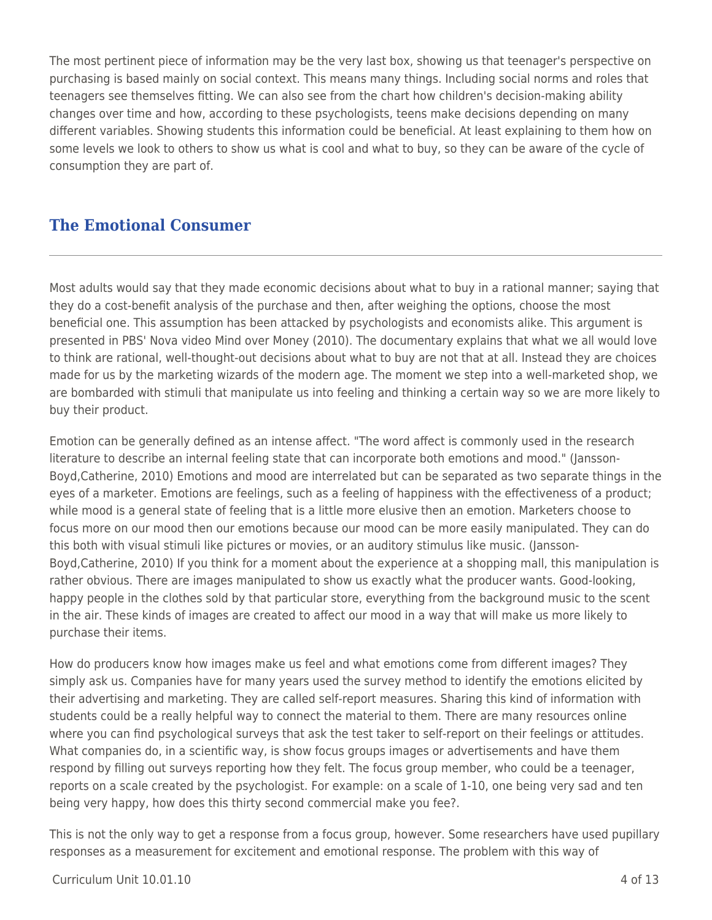The most pertinent piece of information may be the very last box, showing us that teenager's perspective on purchasing is based mainly on social context. This means many things. Including social norms and roles that teenagers see themselves fitting. We can also see from the chart how children's decision-making ability changes over time and how, according to these psychologists, teens make decisions depending on many different variables. Showing students this information could be beneficial. At least explaining to them how on some levels we look to others to show us what is cool and what to buy, so they can be aware of the cycle of consumption they are part of.

## The Emotional Consumer

Most adults would say that they made economic decisions about what to buy in a rational manner; saying that they do a cost-benefit analysis of the purchase and then, after weighing the options, choose the most beneficial one. This assumption has been attacked by psychologists and economists alike. This argument is presented in PBS' Nova video Mind over Money (2010). The documentary explains that what we all would love to think are rational, well-thought-out decisions about what to buy are not that at all. Instead they are choices made for us by the marketing wizards of the modern age. The moment we step into a well-marketed shop, we are bombarded with stimuli that manipulate us into feeling and thinking a certain way so we are more likely to buy their product.

Emotion can be generally defined as an intense affect. "The word affect is commonly used in the research literature to describe an internal feeling state that can incorporate both emotions and mood." (Jansson-Boyd,Catherine, 2010) Emotions and mood are interrelated but can be separated as two separate things in the eyes of a marketer. Emotions are feelings, such as a feeling of happiness with the effectiveness of a product; while mood is a general state of feeling that is a little more elusive then an emotion. Marketers choose to focus more on our mood then our emotions because our mood can be more easily manipulated. They can do this both with visual stimuli like pictures or movies, or an auditory stimulus like music. (Jansson-Boyd,Catherine, 2010) If you think for a moment about the experience at a shopping mall, this manipulation is rather obvious. There are images manipulated to show us exactly what the producer wants. Good-looking, happy people in the clothes sold by that particular store, everything from the background music to the scent in the air. These kinds of images are created to affect our mood in a way that will make us more likely to purchase their items.

How do producers know how images make us feel and what emotions come from different images? They simply ask us. Companies have for many years used the survey method to identify the emotions elicited by their advertising and marketing. They are called self-report measures. Sharing this kind of information with students could be a really helpful way to connect the material to them. There are many resources online where you can find psychological surveys that ask the test taker to self-report on their feelings or attitudes. What companies do, in a scientific way, is show focus groups images or advertisements and have them respond by filling out surveys reporting how they felt. The focus group member, who could be a teenager, reports on a scale created by the psychologist. For example: on a scale of 1-10, one being very sad and ten being very happy, how does this thirty second commercial make you fee?.

This is not the only way to get a response from a focus group, however. Some researchers have used pupillary responses as a measurement for excitement and emotional response. The problem with this way of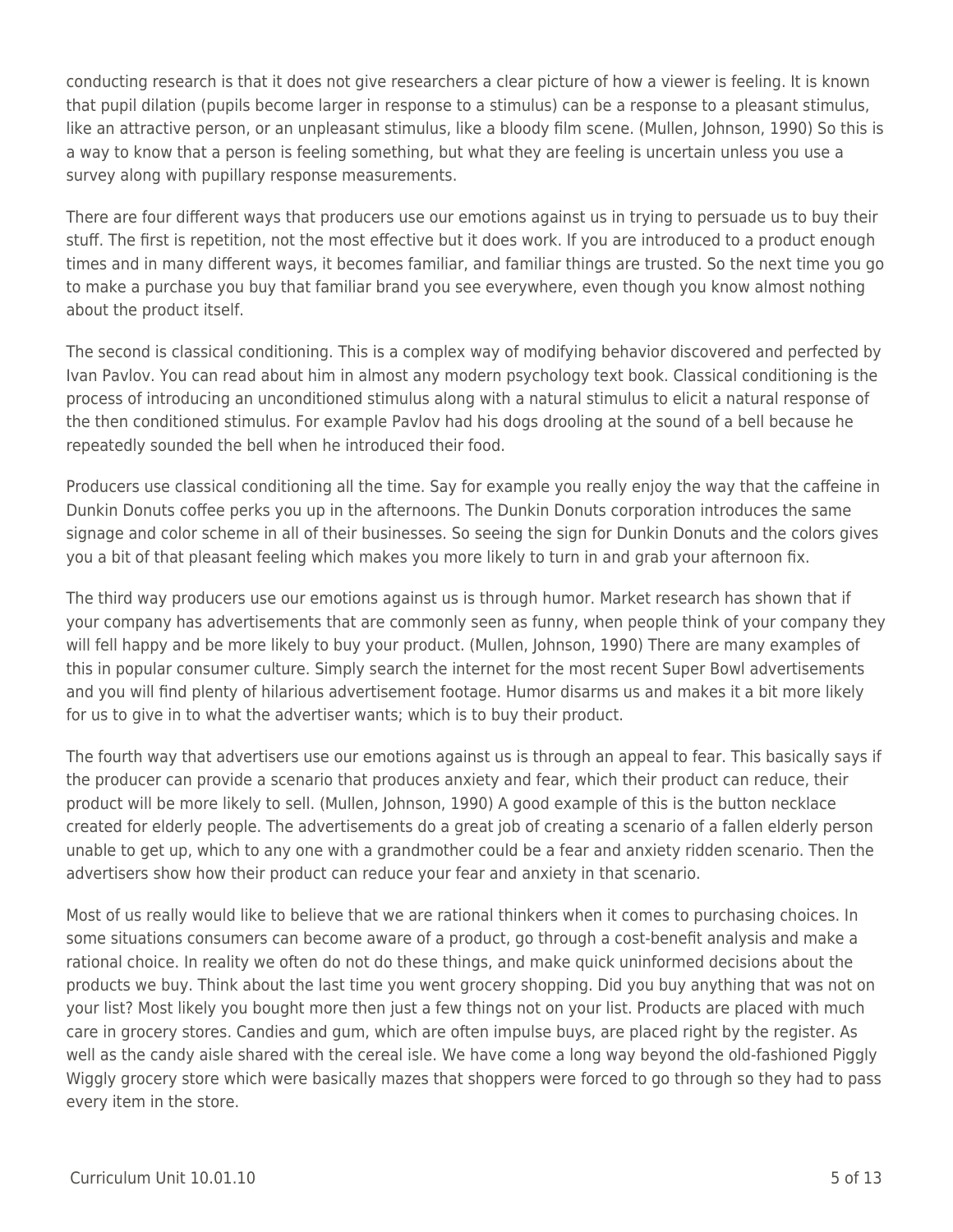conducting research is that it does not give researchers a clear picture of how a viewer is feeling. It is known that pupil dilation (pupils become larger in response to a stimulus) can be a response to a pleasant stimulus, like an attractive person, or an unpleasant stimulus, like a bloody film scene. (Mullen, Johnson, 1990) So this is a way to know that a person is feeling something, but what they are feeling is uncertain unless you use a survey along with pupillary response measurements.

There are four different ways that producers use our emotions against us in trying to persuade us to buy their stuff. The first is repetition, not the most effective but it does work. If you are introduced to a product enough times and in many different ways, it becomes familiar, and familiar things are trusted. So the next time you go to make a purchase you buy that familiar brand you see everywhere, even though you know almost nothing about the product itself.

The second is classical conditioning. This is a complex way of modifying behavior discovered and perfected by Ivan Pavlov. You can read about him in almost any modern psychology text book. Classical conditioning is the process of introducing an unconditioned stimulus along with a natural stimulus to elicit a natural response of the then conditioned stimulus. For example Pavlov had his dogs drooling at the sound of a bell because he repeatedly sounded the bell when he introduced their food.

Producers use classical conditioning all the time. Say for example you really enjoy the way that the caffeine in Dunkin Donuts coffee perks you up in the afternoons. The Dunkin Donuts corporation introduces the same signage and color scheme in all of their businesses. So seeing the sign for Dunkin Donuts and the colors gives you a bit of that pleasant feeling which makes you more likely to turn in and grab your afternoon fix.

The third way producers use our emotions against us is through humor. Market research has shown that if your company has advertisements that are commonly seen as funny, when people think of your company they will fell happy and be more likely to buy your product. (Mullen, Johnson, 1990) There are many examples of this in popular consumer culture. Simply search the internet for the most recent Super Bowl advertisements and you will find plenty of hilarious advertisement footage. Humor disarms us and makes it a bit more likely for us to give in to what the advertiser wants; which is to buy their product.

The fourth way that advertisers use our emotions against us is through an appeal to fear. This basically says if the producer can provide a scenario that produces anxiety and fear, which their product can reduce, their product will be more likely to sell. (Mullen, Johnson, 1990) A good example of this is the button necklace created for elderly people. The advertisements do a great job of creating a scenario of a fallen elderly person unable to get up, which to any one with a grandmother could be a fear and anxiety ridden scenario. Then the advertisers show how their product can reduce your fear and anxiety in that scenario.

Most of us really would like to believe that we are rational thinkers when it comes to purchasing choices. In some situations consumers can become aware of a product, go through a cost-benefit analysis and make a rational choice. In reality we often do not do these things, and make quick uninformed decisions about the products we buy. Think about the last time you went grocery shopping. Did you buy anything that was not on your list? Most likely you bought more then just a few things not on your list. Products are placed with much care in grocery stores. Candies and gum, which are often impulse buys, are placed right by the register. As well as the candy aisle shared with the cereal isle. We have come a long way beyond the old-fashioned Piggly Wiggly grocery store which were basically mazes that shoppers were forced to go through so they had to pass every item in the store.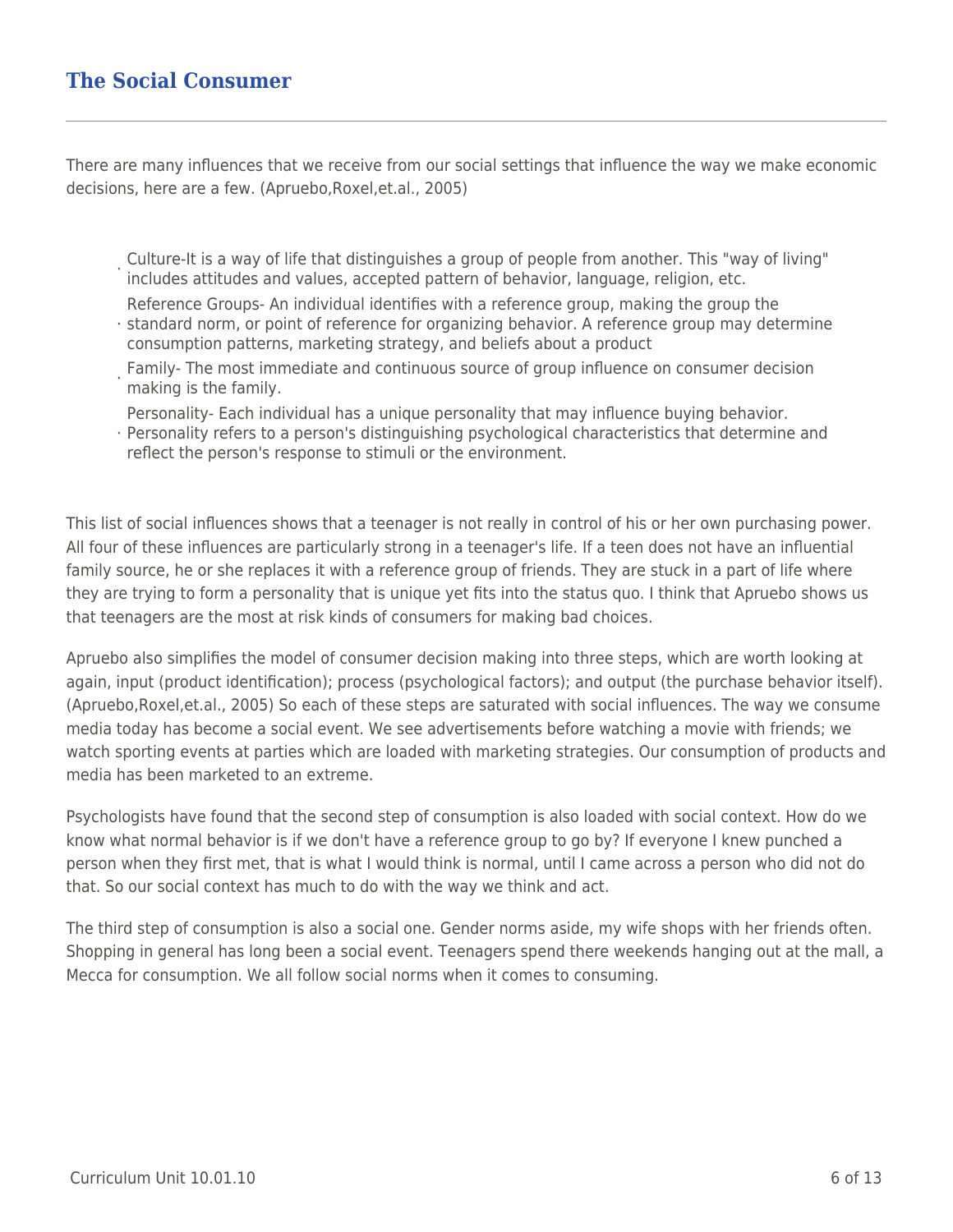## The Social Consumer

There are many influences that we receive from our social settings that influence the way we make economic decisions, here are a few. (Apruebo,Roxel,et.al., 2005)

- Culture-It is a way of life that distinguishes a group of people from another. This "way of living" includes attitudes and values, accepted pattern of behavior, language, religion, etc.
- Reference Groups- An individual identifies with a reference group, making the group the standard norm, or point of reference for organizing behavior. A reference group may determine consumption patterns, marketing strategy, and beliefs about a product
- Family- The most immediate and continuous source of group influence on consumer decision making is the family.
- Personality- Each individual has a unique personality that may influence buying behavior. Personality refers to a person's distinguishing psychological characteristics that determine and reflect the person's response to stimuli or the environment.

This list of social influences shows that a teenager is not really in control of his or her own purchasing power. All four of these influences are particularly strong in a teenager's life. If a teen does not have an influential family source, he or she replaces it with a reference group of friends. They are stuck in a part of life where they are trying to form a personality that is unique yet fits into the status quo. I think that Apruebo shows us that teenagers are the most at risk kinds of consumers for making bad choices.

Apruebo also simplifies the model of consumer decision making into three steps, which are worth looking at again, input (product identification); process (psychological factors); and output (the purchase behavior itself). (Apruebo,Roxel,et.al., 2005) So each of these steps are saturated with social influences. The way we consume media today has become a social event. We see advertisements before watching a movie with friends; we watch sporting events at parties which are loaded with marketing strategies. Our consumption of products and media has been marketed to an extreme.

Psychologists have found that the second step of consumption is also loaded with social context. How do we know what normal behavior is if we don't have a reference group to go by? If everyone I knew punched a person when they first met, that is what I would think is normal, until I came across a person who did not do that. So our social context has much to do with the way we think and act.

The third step of consumption is also a social one. Gender norms aside, my wife shops with her friends often. Shopping in general has long been a social event. Teenagers spend there weekends hanging out at the mall, a Mecca for consumption. We all follow social norms when it comes to consuming.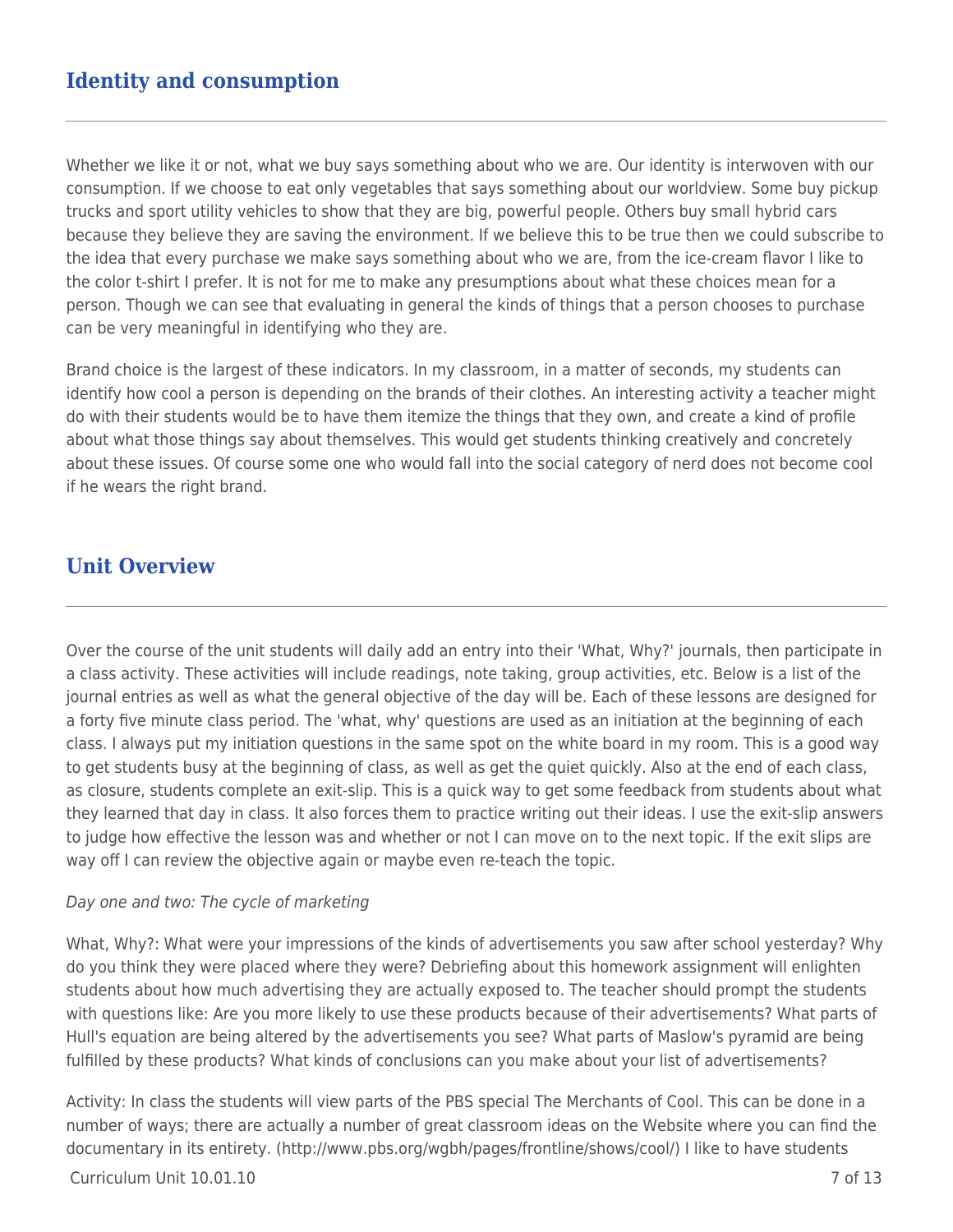## Identity and consumption

Whether we like it or not, what we buy says something about who we are. Our identity is interwoven with our consumption. If we choose to eat only vegetables that says something about our worldview. Some buy pickup trucks and sport utility vehicles to show that they are big, powerful people. Others buy small hybrid cars because they believe they are saving the environment. If we believe this to be true then we could subscribe to the idea that every purchase we make says something about who we are, from the ice-cream flavor I like to the color t-shirt I prefer. It is not for me to make any presumptions about what these choices mean for a person. Though we can see that evaluating in general the kinds of things that a person chooses to purchase can be very meaningful in identifying who they are.

Brand choice is the largest of these indicators. In my classroom, in a matter of seconds, my students can identify how cool a person is depending on the brands of their clothes. An interesting activity a teacher might do with their students would be to have them itemize the things that they own, and create a kind of profile about what those things say about themselves. This would get students thinking creatively and concretely about these issues. Of course some one who would fall into the social category of nerd does not become cool if he wears the right brand.

## Unit Overview

Over the course of the unit students will daily add an entry into their 'What, Why?' journals, then participate in a class activity. These activities will include readings, note taking, group activities, etc. Below is a list of the journal entries as well as what the general objective of the day will be. Each of these lessons are designed for a forty five minute class period. The 'what, why' questions are used as an initiation at the beginning of each class. I always put my initiation questions in the same spot on the white board in my room. This is a good way to get students busy at the beginning of class, as well as get the quiet quickly. Also at the end of each class, as closure, students complete an exit-slip. This is a quick way to get some feedback from students about what they learned that day in class. It also forces them to practice writing out their ideas. I use the exit-slip answers to judge how effective the lesson was and whether or not I can move on to the next topic. If the exit slips are way off I can review the objective again or maybe even re-teach the topic.

*Day one and two: The cycle of marketing*

What, Why?: What were your impressions of the kinds of advertisements you saw after school yesterday? Why do you think they were placed where they were? Debriefing about this homework assignment will enlighten students about how much advertising they are actually exposed to. The teacher should prompt the students with questions like: Are you more likely to use these products because of their advertisements? What parts of Hull's equation are being altered by the advertisements you see? What parts of Maslow's pyramid are being fulfilled by these products? What kinds of conclusions can you make about your list of advertisements?

Activity: In class the students will view parts of the PBS special The Merchants of Cool. This can be done in a number of ways; there are actually a number of great classroom ideas on the Website where you can find the documentary in its entirety. (http://www.pbs.org/wgbh/pages/frontline/shows/cool/) I like to have students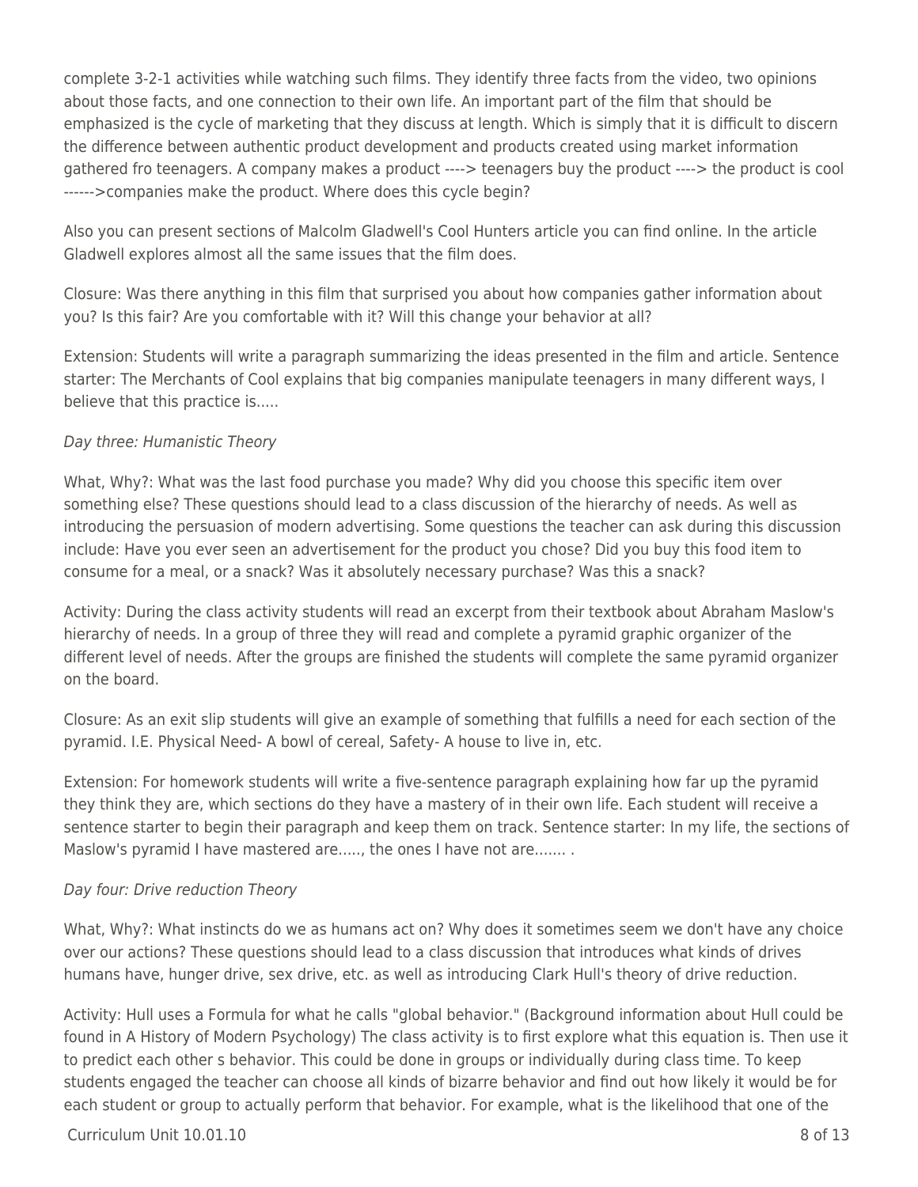complete 3-2-1 activities while watching such films. They identify three facts from the video, two opinions about those facts, and one connection to their own life. An important part of the film that should be emphasized is the cycle of marketing that they discuss at length. Which is simply that it is difficult to discern the difference between authentic product development and products created using market information gathered fro teenagers. A company makes a product ----> teenagers buy the product ----> the product is cool ------>companies make the product. Where does this cycle begin?

Also you can present sections of Malcolm Gladwell's Cool Hunters article you can find online. In the article Gladwell explores almost all the same issues that the film does.

Closure: Was there anything in this film that surprised you about how companies gather information about you? Is this fair? Are you comfortable with it? Will this change your behavior at all?

Extension: Students will write a paragraph summarizing the ideas presented in the film and article. Sentence starter: The Merchants of Cool explains that big companies manipulate teenagers in many different ways, I believe that this practice is.....

*Day three: Humanistic Theory*

What, Why?: What was the last food purchase you made? Why did you choose this specific item over something else? These questions should lead to a class discussion of the hierarchy of needs. As well as introducing the persuasion of modern advertising. Some questions the teacher can ask during this discussion include: Have you ever seen an advertisement for the product you chose? Did you buy this food item to consume for a meal, or a snack? Was it absolutely necessary purchase? Was this a snack?

Activity: During the class activity students will read an excerpt from their textbook about Abraham Maslow's hierarchy of needs. In a group of three they will read and complete a pyramid graphic organizer of the different level of needs. After the groups are finished the students will complete the same pyramid organizer on the board.

Closure: As an exit slip students will give an example of something that fulfills a need for each section of the pyramid. I.E. Physical Need- A bowl of cereal, Safety- A house to live in, etc.

Extension: For homework students will write a five-sentence paragraph explaining how far up the pyramid they think they are, which sections do they have a mastery of in their own life. Each student will receive a sentence starter to begin their paragraph and keep them on track. Sentence starter: In my life, the sections of Maslow's pyramid I have mastered are....., the ones I have not are....... .

*Day four: Drive reduction Theory*

What, Why?: What instincts do we as humans act on? Why does it sometimes seem we don't have any choice over our actions? These questions should lead to a class discussion that introduces what kinds of drives humans have, hunger drive, sex drive, etc. as well as introducing Clark Hull's theory of drive reduction.

Activity: Hull uses a Formula for what he calls "global behavior." (Background information about Hull could be found in A History of Modern Psychology) The class activity is to first explore what this equation is. Then use it to predict each other s behavior. This could be done in groups or individually during class time. To keep students engaged the teacher can choose all kinds of bizarre behavior and find out how likely it would be for each student or group to actually perform that behavior. For example, what is the likelihood that one of the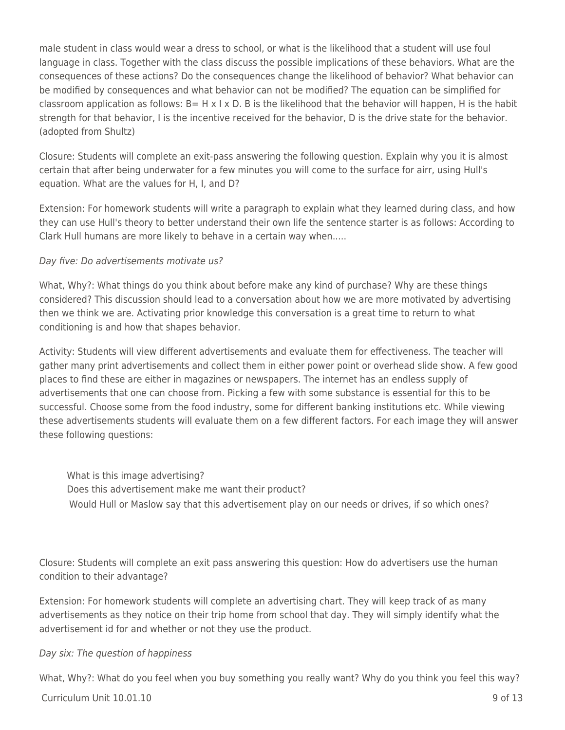male student in class would wear a dress to school, or what is the likelihood that a student will use foul language in class. Together with the class discuss the possible implications of these behaviors. What are the consequences of these actions? Do the consequences change the likelihood of behavior? What behavior can be modified by consequences and what behavior can not be modified? The equation can be simplified for classroom application as follows: $B = H \times I \times D$. B is the likelihood that the behavior will happen, H is the habit strength for that behavior, I is the incentive received for the behavior, D is the drive state for the behavior. (adopted from Shultz)

Closure: Students will complete an exit-pass answering the following question. Explain why you it is almost certain that after being underwater for a few minutes you will come to the surface for airr, using Hull's equation. What are the values for H, I, and D?

Extension: For homework students will write a paragraph to explain what they learned during class, and how they can use Hull's theory to better understand their own life the sentence starter is as follows: According to Clark Hull humans are more likely to behave in a certain way when.....

*Day five: Do advertisements motivate us?*

What, Why?: What things do you think about before make any kind of purchase? Why are these things considered? This discussion should lead to a conversation about how we are more motivated by advertising then we think we are. Activating prior knowledge this conversation is a great time to return to what conditioning is and how that shapes behavior.

Activity: Students will view different advertisements and evaluate them for effectiveness. The teacher will gather many print advertisements and collect them in either power point or overhead slide show. A few good places to find these are either in magazines or newspapers. The internet has an endless supply of advertisements that one can choose from. Picking a few with some substance is essential for this to be successful. Choose some from the food industry, some for different banking institutions etc. While viewing these advertisements students will evaluate them on a few different factors. For each image they will answer these following questions:

What is this image advertising?  
Does this advertisement make me want their product?  
Would Hull or Maslow say that this advertisement play on our needs or drives, if so which ones?

Closure: Students will complete an exit pass answering this question: How do advertisers use the human condition to their advantage?

Extension: For homework students will complete an advertising chart. They will keep track of as many advertisements as they notice on their trip home from school that day. They will simply identify what the advertisement id for and whether or not they use the product.

*Day six: The question of happiness*

What, Why?: What do you feel when you buy something you really want? Why do you think you feel this way?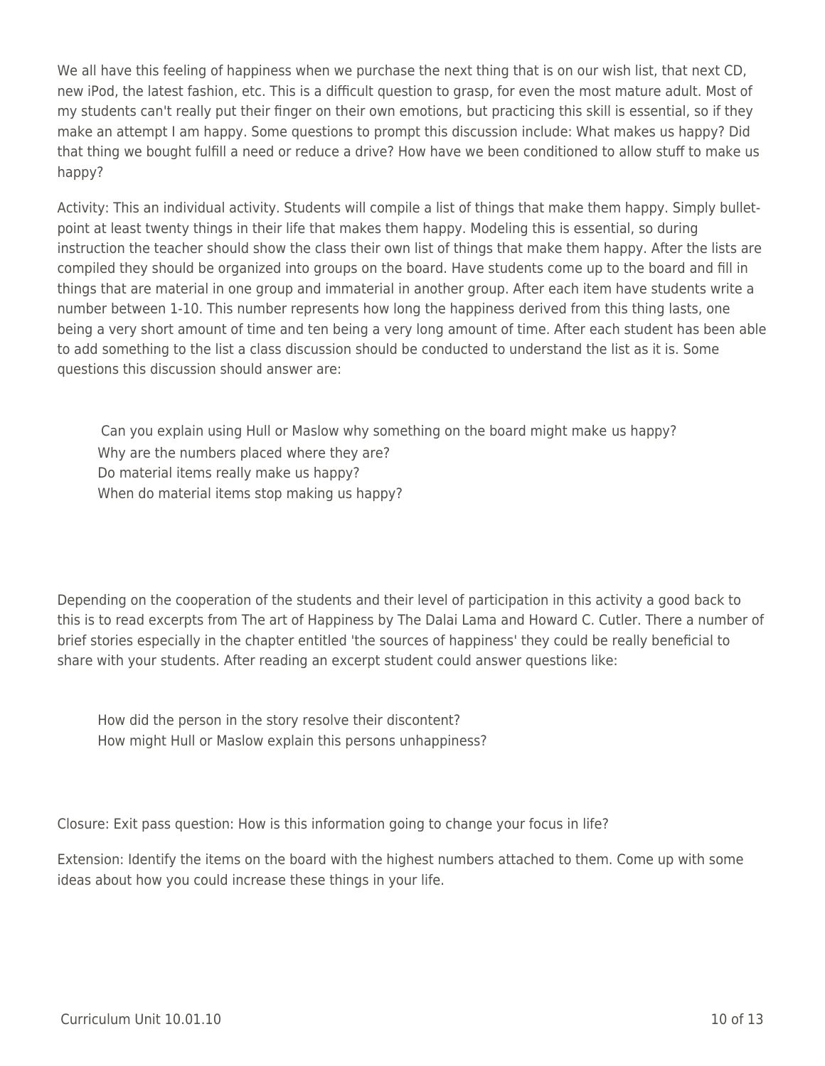We all have this feeling of happiness when we purchase the next thing that is on our wish list, that next CD, new iPod, the latest fashion, etc. This is a difficult question to grasp, for even the most mature adult. Most of my students can't really put their finger on their own emotions, but practicing this skill is essential, so if they make an attempt I am happy. Some questions to prompt this discussion include: What makes us happy? Did that thing we bought fulfill a need or reduce a drive? How have we been conditioned to allow stuff to make us happy?

Activity: This an individual activity. Students will compile a list of things that make them happy. Simply bullet-point at least twenty things in their life that makes them happy. Modeling this is essential, so during instruction the teacher should show the class their own list of things that make them happy. After the lists are compiled they should be organized into groups on the board. Have students come up to the board and fill in things that are material in one group and immaterial in another group. After each item have students write a number between 1-10. This number represents how long the happiness derived from this thing lasts, one being a very short amount of time and ten being a very long amount of time. After each student has been able to add something to the list a class discussion should be conducted to understand the list as it is. Some questions this discussion should answer are:

- Can you explain using Hull or Maslow why something on the board might make us happy?
- Why are the numbers placed where they are?
- Do material items really make us happy?
- When do material items stop making us happy?

Depending on the cooperation of the students and their level of participation in this activity a good back to this is to read excerpts from The art of Happiness by The Dalai Lama and Howard C. Cutler. There a number of brief stories especially in the chapter entitled 'the sources of happiness' they could be really beneficial to share with your students. After reading an excerpt student could answer questions like:

- How did the person in the story resolve their discontent?
- How might Hull or Maslow explain this persons unhappiness?

Closure: Exit pass question: How is this information going to change your focus in life?

Extension: Identify the items on the board with the highest numbers attached to them. Come up with some ideas about how you could increase these things in your life.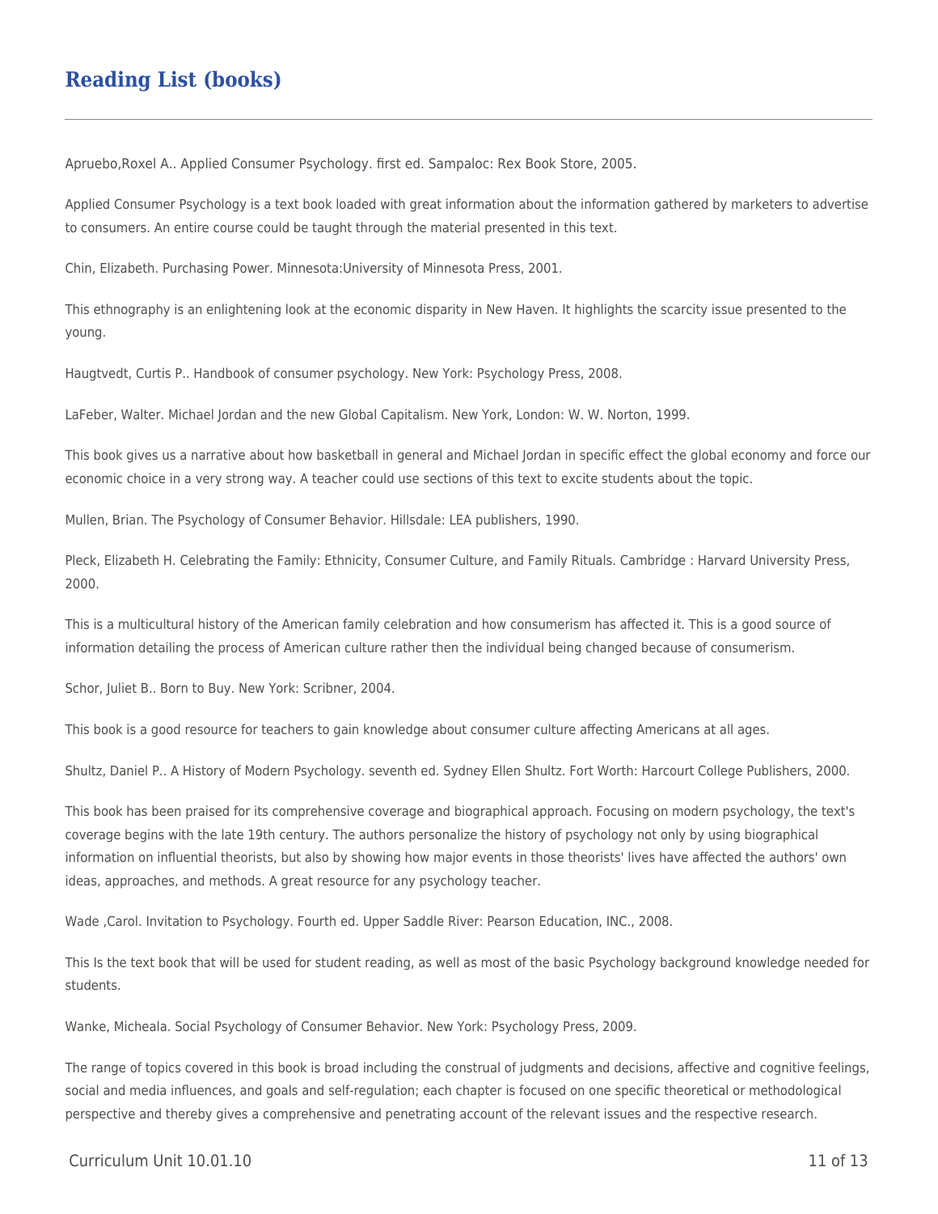## Reading List (books)

Apruebo,Roxel A.. Applied Consumer Psychology. first ed. Sampaloc: Rex Book Store, 2005.

Applied Consumer Psychology is a text book loaded with great information about the information gathered by marketers to advertise to consumers. An entire course could be taught through the material presented in this text.

Chin, Elizabeth. Purchasing Power. Minnesota:University of Minnesota Press, 2001.

This ethnography is an enlightening look at the economic disparity in New Haven. It highlights the scarcity issue presented to the young.

Haugtvedt, Curtis P.. Handbook of consumer psychology. New York: Psychology Press, 2008.

LaFeber, Walter. Michael Jordan and the new Global Capitalism. New York, London: W. W. Norton, 1999.

This book gives us a narrative about how basketball in general and Michael Jordan in specific effect the global economy and force our economic choice in a very strong way. A teacher could use sections of this text to excite students about the topic.

Mullen, Brian. The Psychology of Consumer Behavior. Hillsdale: LEA publishers, 1990.

Pleck, Elizabeth H. Celebrating the Family: Ethnicity, Consumer Culture, and Family Rituals. Cambridge : Harvard University Press, 2000.

This is a multicultural history of the American family celebration and how consumerism has affected it. This is a good source of information detailing the process of American culture rather then the individual being changed because of consumerism.

Schor, Juliet B.. Born to Buy. New York: Scribner, 2004.

This book is a good resource for teachers to gain knowledge about consumer culture affecting Americans at all ages.

Shultz, Daniel P.. A History of Modern Psychology. seventh ed. Sydney Ellen Shultz. Fort Worth: Harcourt College Publishers, 2000.

This book has been praised for its comprehensive coverage and biographical approach. Focusing on modern psychology, the text's coverage begins with the late 19th century. The authors personalize the history of psychology not only by using biographical information on influential theorists, but also by showing how major events in those theorists' lives have affected the authors' own ideas, approaches, and methods. A great resource for any psychology teacher.

Wade ,Carol. Invitation to Psychology. Fourth ed. Upper Saddle River: Pearson Education, INC., 2008.

This Is the text book that will be used for student reading, as well as most of the basic Psychology background knowledge needed for students.

Wanke, Micheala. Social Psychology of Consumer Behavior. New York: Psychology Press, 2009.

The range of topics covered in this book is broad including the construal of judgments and decisions, affective and cognitive feelings, social and media influences, and goals and self-regulation; each chapter is focused on one specific theoretical or methodological perspective and thereby gives a comprehensive and penetrating account of the relevant issues and the respective research.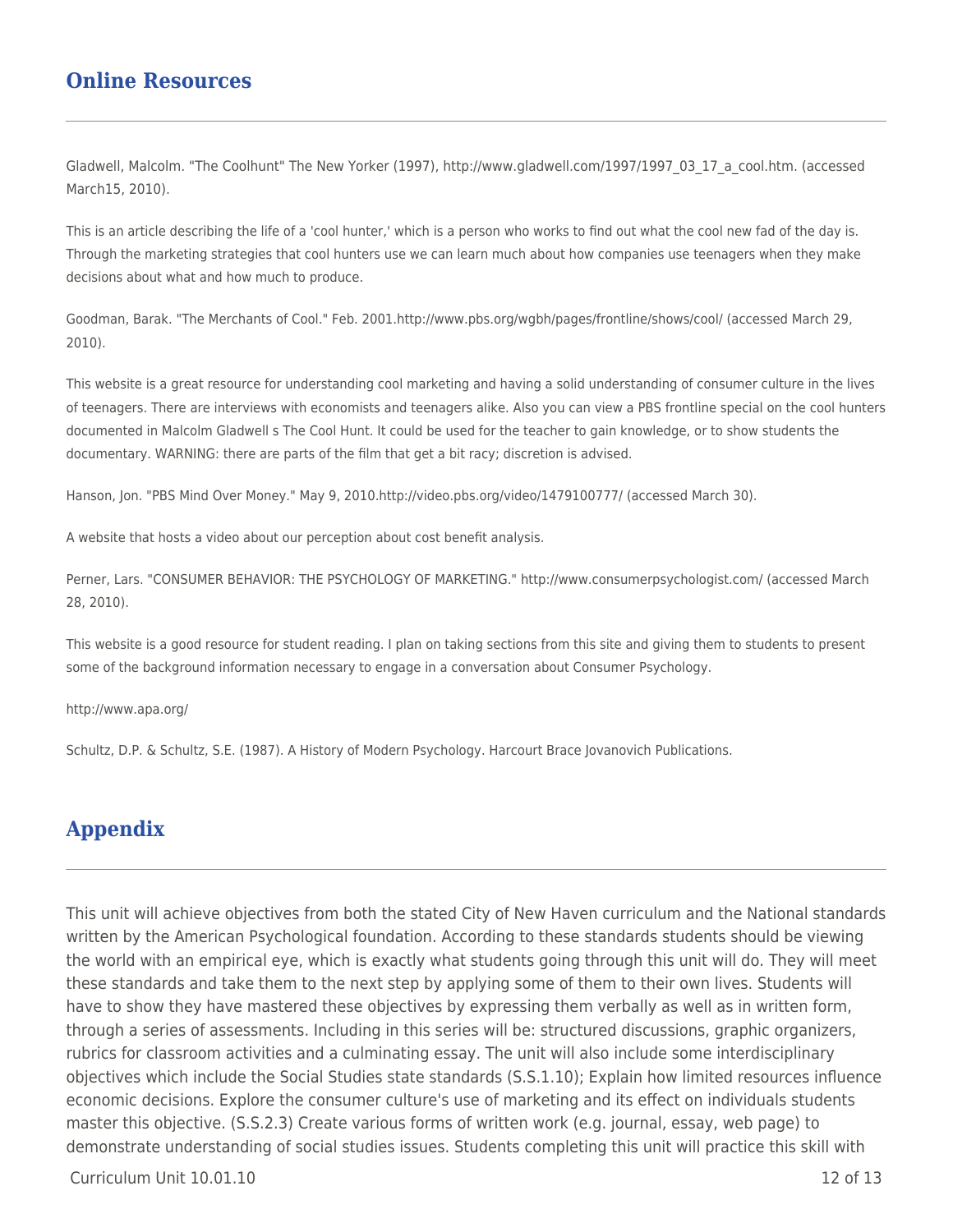## Online Resources

Gladwell, Malcolm. "The Coolhunt" The New Yorker (1997), http://www.gladwell.com/1997/1997_03_17_a_cool.htm. (accessed March15, 2010).

This is an article describing the life of a 'cool hunter,' which is a person who works to find out what the cool new fad of the day is. Through the marketing strategies that cool hunters use we can learn much about how companies use teenagers when they make decisions about what and how much to produce.

Goodman, Barak. "The Merchants of Cool." Feb. 2001.http://www.pbs.org/wgbh/pages/frontline/shows/cool/ (accessed March 29, 2010).

This website is a great resource for understanding cool marketing and having a solid understanding of consumer culture in the lives of teenagers. There are interviews with economists and teenagers alike. Also you can view a PBS frontline special on the cool hunters documented in Malcolm Gladwell s The Cool Hunt. It could be used for the teacher to gain knowledge, or to show students the documentary. WARNING: there are parts of the film that get a bit racy; discretion is advised.

Hanson, Jon. "PBS Mind Over Money." May 9, 2010.http://video.pbs.org/video/1479100777/ (accessed March 30).

A website that hosts a video about our perception about cost benefit analysis.

Perner, Lars. "CONSUMER BEHAVIOR: THE PSYCHOLOGY OF MARKETING." http://www.consumerpsychologist.com/ (accessed March 28, 2010).

This website is a good resource for student reading. I plan on taking sections from this site and giving them to students to present some of the background information necessary to engage in a conversation about Consumer Psychology.

http://www.apa.org/

Schultz, D.P. & Schultz, S.E. (1987). A History of Modern Psychology. Harcourt Brace Jovanovich Publications.

## Appendix

This unit will achieve objectives from both the stated City of New Haven curriculum and the National standards written by the American Psychological foundation. According to these standards students should be viewing the world with an empirical eye, which is exactly what students going through this unit will do. They will meet these standards and take them to the next step by applying some of them to their own lives. Students will have to show they have mastered these objectives by expressing them verbally as well as in written form, through a series of assessments. Including in this series will be: structured discussions, graphic organizers, rubrics for classroom activities and a culminating essay. The unit will also include some interdisciplinary objectives which include the Social Studies state standards (S.S.1.10); Explain how limited resources influence economic decisions. Explore the consumer culture's use of marketing and its effect on individuals students master this objective. (S.S.2.3) Create various forms of written work (e.g. journal, essay, web page) to demonstrate understanding of social studies issues. Students completing this unit will practice this skill with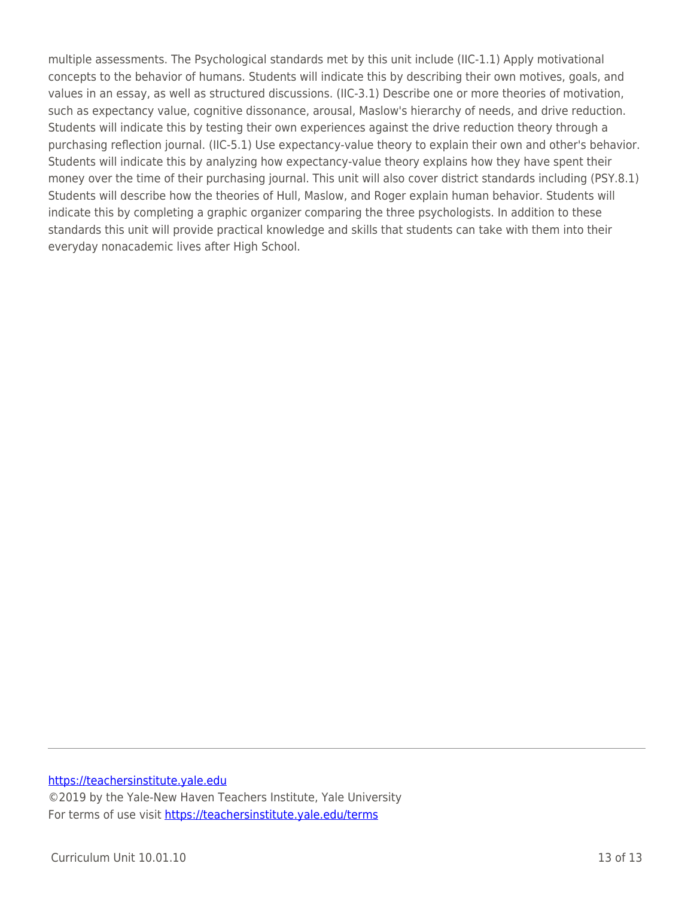multiple assessments. The Psychological standards met by this unit include (IIC-1.1) Apply motivational concepts to the behavior of humans. Students will indicate this by describing their own motives, goals, and values in an essay, as well as structured discussions. (IIC-3.1) Describe one or more theories of motivation, such as expectancy value, cognitive dissonance, arousal, Maslow's hierarchy of needs, and drive reduction. Students will indicate this by testing their own experiences against the drive reduction theory through a purchasing reflection journal. (IIC-5.1) Use expectancy-value theory to explain their own and other's behavior. Students will indicate this by analyzing how expectancy-value theory explains how they have spent their money over the time of their purchasing journal. This unit will also cover district standards including (PSY.8.1) Students will describe how the theories of Hull, Maslow, and Roger explain human behavior. Students will indicate this by completing a graphic organizer comparing the three psychologists. In addition to these standards this unit will provide practical knowledge and skills that students can take with them into their everyday nonacademic lives after High School.